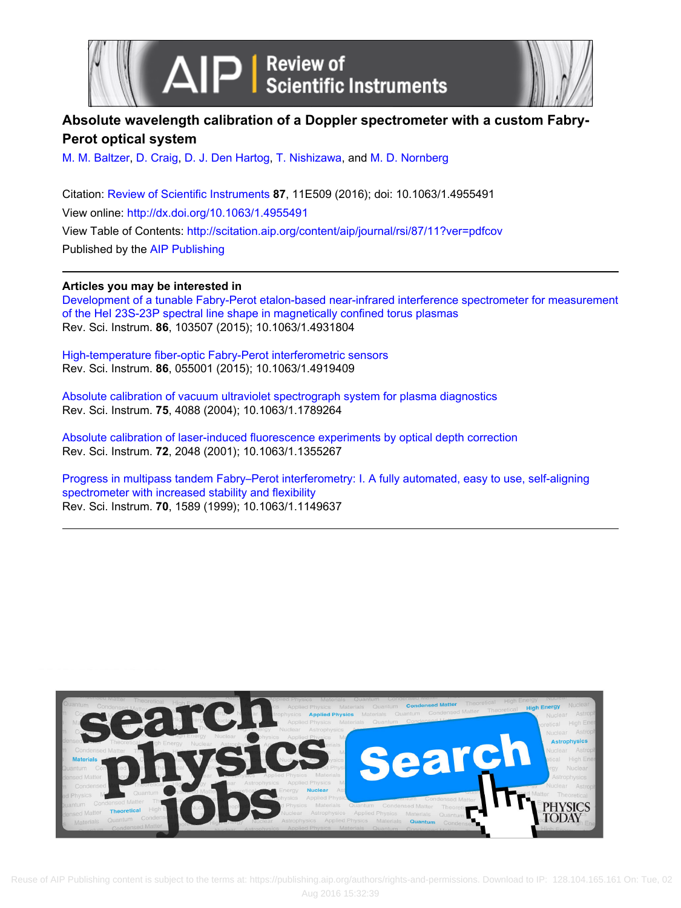# Absolute wavelength calibration of a Doppler spectrometer with a custom Fabry-Perot optical system

M. M. Baltzer, D. Craig, D. J. Den Hartog, T. Nishizawa, and M. D. Nornberg

Citation: Review of Scientific Instruments **87**, 11E509 (2016); doi: 10.1063/1.4955491

View online: http://dx.doi.org/10.1063/1.4955491

View Table of Contents: http://scitation.aip.org/content/aip/journal/rsi/87/11?ver=pdfcov

Published by the AIP Publishing

---

## Articles you may be interested in

Development of a tunable Fabry-Perot etalon-based near-infrared interference spectrometer for measurement of the HeI 23S-23P spectral line shape in magnetically confined torus plasmas
Rev. Sci. Instrum. **86**, 103507 (2015); 10.1063/1.4931804

High-temperature fiber-optic Fabry-Perot interferometric sensors
Rev. Sci. Instrum. **86**, 055001 (2015); 10.1063/1.4919409

Absolute calibration of vacuum ultraviolet spectrograph system for plasma diagnostics
Rev. Sci. Instrum. **75**, 4088 (2004); 10.1063/1.1789264

Absolute calibration of laser-induced fluorescence experiments by optical depth correction
Rev. Sci. Instrum. **72**, 2048 (2001); 10.1063/1.1355267

Progress in multipass tandem Fabry–Perot interferometry: I. A fully automated, easy to use, self-aligning spectrometer with increased stability and flexibility
Rev. Sci. Instrum. **70**, 1589 (1999); 10.1063/1.1149637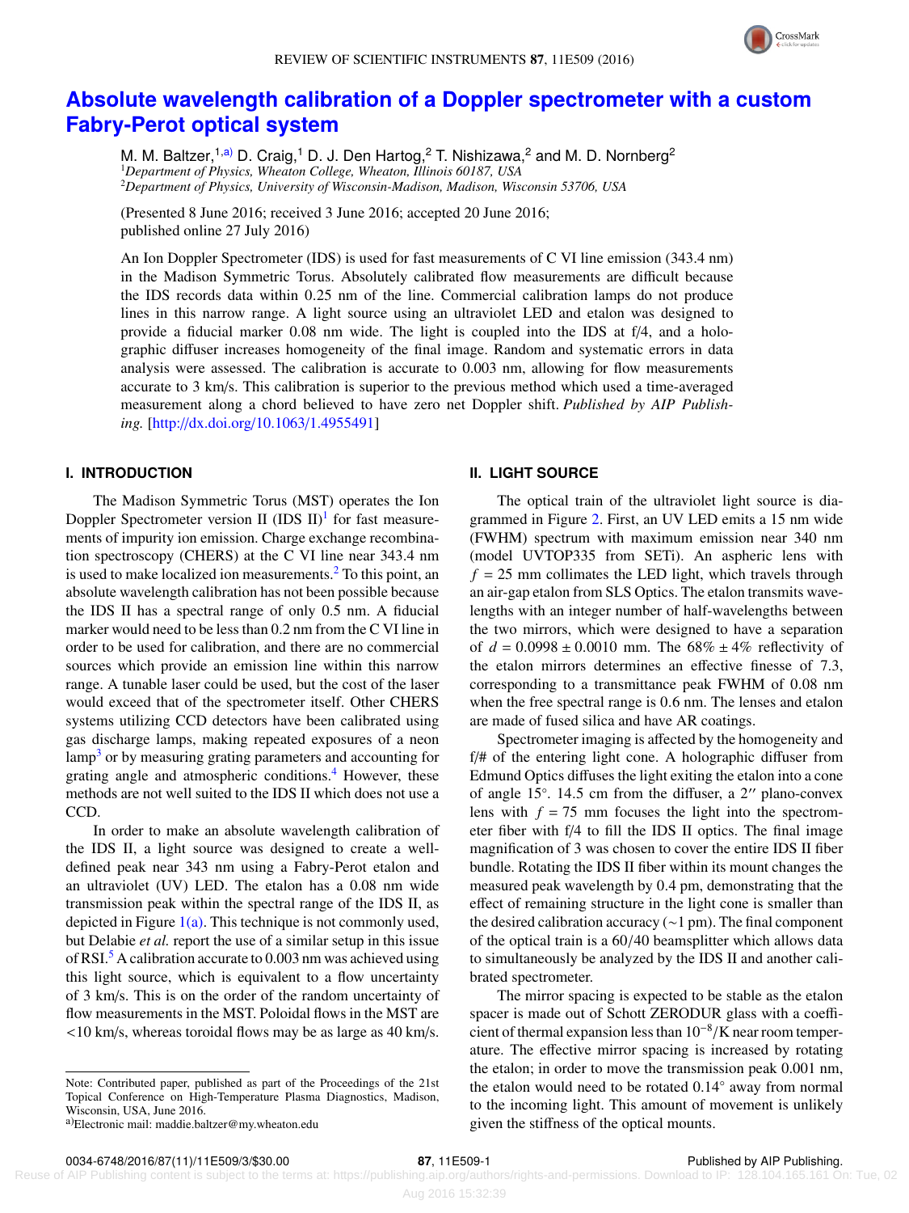# Absolute wavelength calibration of a Doppler spectrometer with a custom Fabry-Perot optical system

M. M. Baltzer,[1,a)] D. Craig,[1] D. J. Den Hartog,[2] T. Nishizawa,[2] and M. D. Nornberg[2]

[1]*Department of Physics, Wheaton College, Wheaton, Illinois 60187, USA*
[2]*Department of Physics, University of Wisconsin-Madison, Madison, Wisconsin 53706, USA*

(Presented 8 June 2016; received 3 June 2016; accepted 20 June 2016; published online 27 July 2016)

An Ion Doppler Spectrometer (IDS) is used for fast measurements of C VI line emission (343.4 nm) in the Madison Symmetric Torus. Absolutely calibrated flow measurements are difficult because the IDS records data within 0.25 nm of the line. Commercial calibration lamps do not produce lines in this narrow range. A light source using an ultraviolet LED and etalon was designed to provide a fiducial marker 0.08 nm wide. The light is coupled into the IDS at f/4, and a holographic diffuser increases homogeneity of the final image. Random and systematic errors in data analysis were assessed. The calibration is accurate to 0.003 nm, allowing for flow measurements accurate to 3 km/s. This calibration is superior to the previous method which used a time-averaged measurement along a chord believed to have zero net Doppler shift. *Published by AIP Publishing.* [http://dx.doi.org/10.1063/1.4955491]

## I. INTRODUCTION

The Madison Symmetric Torus (MST) operates the Ion Doppler Spectrometer version II (IDS II)[1] for fast measurements of impurity ion emission. Charge exchange recombination spectroscopy (CHERS) at the C VI line near 343.4 nm is used to make localized ion measurements.[2] To this point, an absolute wavelength calibration has not been possible because the IDS II has a spectral range of only 0.5 nm. A fiducial marker would need to be less than 0.2 nm from the C VI line in order to be used for calibration, and there are no commercial sources which provide an emission line within this narrow range. A tunable laser could be used, but the cost of the laser would exceed that of the spectrometer itself. Other CHERS systems utilizing CCD detectors have been calibrated using gas discharge lamps, making repeated exposures of a neon lamp[3] or by measuring grating parameters and accounting for grating angle and atmospheric conditions.[4] However, these methods are not well suited to the IDS II which does not use a CCD.

In order to make an absolute wavelength calibration of the IDS II, a light source was designed to create a well-defined peak near 343 nm using a Fabry-Perot etalon and an ultraviolet (UV) LED. The etalon has a 0.08 nm wide transmission peak within the spectral range of the IDS II, as depicted in Figure 1(a). This technique is not commonly used, but Delabie *et al.* report the use of a similar setup in this issue of RSI.[5] A calibration accurate to 0.003 nm was achieved using this light source, which is equivalent to a flow uncertainty of 3 km/s. This is on the order of the random uncertainty of flow measurements in the MST. Poloidal flows in the MST are <10 km/s, whereas toroidal flows may be as large as 40 km/s.

## II. LIGHT SOURCE

The optical train of the ultraviolet light source is diagrammed in Figure 2. First, an UV LED emits a 15 nm wide (FWHM) spectrum with maximum emission near 340 nm (model UVTOP335 from SETi). An aspheric lens with $f = 25$ mm collimates the LED light, which travels through an air-gap etalon from SLS Optics. The etalon transmits wavelengths with an integer number of half-wavelengths between the two mirrors, which were designed to have a separation of $d = 0.0998 \pm 0.0010$ mm. The $68\% \pm 4\%$ reflectivity of the etalon mirrors determines an effective finesse of 7.3, corresponding to a transmittance peak FWHM of 0.08 nm when the free spectral range is 0.6 nm. The lenses and etalon are made of fused silica and have AR coatings.

Spectrometer imaging is affected by the homogeneity and f/# of the entering light cone. A holographic diffuser from Edmund Optics diffuses the light exiting the etalon into a cone of angle 15°. 14.5 cm from the diffuser, a 2″ plano-convex lens with $f = 75$ mm focuses the light into the spectrometer fiber with f/4 to fill the IDS II optics. The final image magnification of 3 was chosen to cover the entire IDS II fiber bundle. Rotating the IDS II fiber within its mount changes the measured peak wavelength by 0.4 pm, demonstrating that the effect of remaining structure in the light cone is smaller than the desired calibration accuracy (~1 pm). The final component of the optical train is a 60/40 beamsplitter which allows data to simultaneously be analyzed by the IDS II and another calibrated spectrometer.

The mirror spacing is expected to be stable as the etalon spacer is made out of Schott ZERODUR glass with a coefficient of thermal expansion less than $10^{-8}$/K near room temperature. The effective mirror spacing is increased by rotating the etalon; in order to move the transmission peak 0.001 nm, the etalon would need to be rotated 0.14° away from normal to the incoming light. This amount of movement is unlikely given the stiffness of the optical mounts.

Note: Contributed paper, published as part of the Proceedings of the 21st Topical Conference on High-Temperature Plasma Diagnostics, Madison, Wisconsin, USA, June 2016.

[a)]Electronic mail: maddie.baltzer@my.wheaton.edu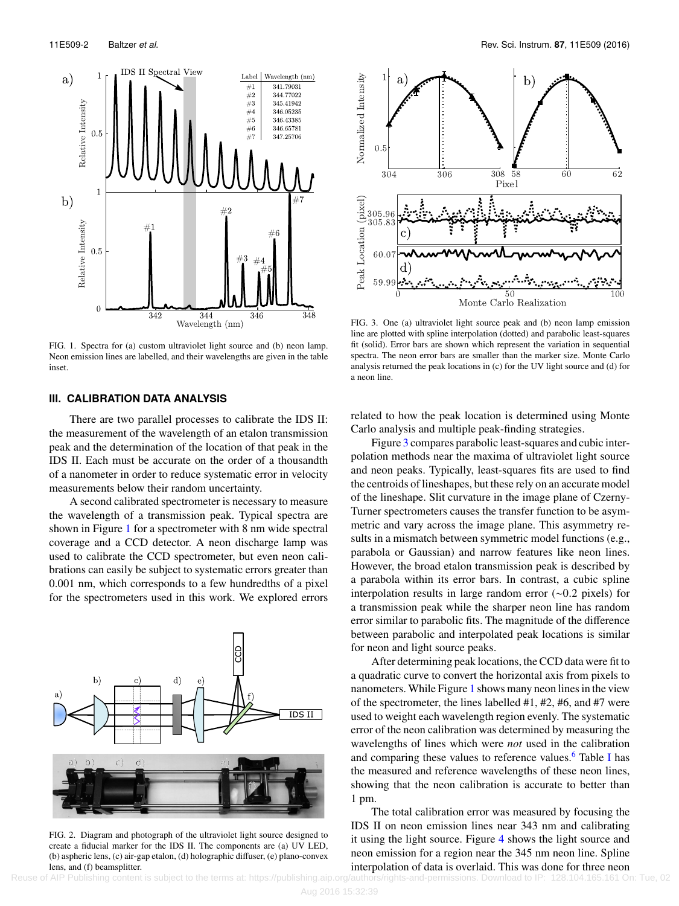FIG. 1. Spectra for (a) custom ultraviolet light source and (b) neon lamp. Neon emission lines are labelled, and their wavelengths are given in the table inset.

FIG. 2. Diagram and photograph of the ultraviolet light source designed to create a fiducial marker for the IDS II. The components are (a) UV LED, (b) aspheric lens, (c) air-gap etalon, (d) holographic diffuser, (e) plano-convex lens, and (f) beamsplitter.

FIG. 3. One (a) ultraviolet light source peak and (b) neon lamp emission line are plotted with spline interpolation (dotted) and parabolic least-squares fit (solid). Error bars are shown which represent the variation in sequential spectra. The neon error bars are smaller than the marker size. Monte Carlo analysis returned the peak locations in (c) for the UV light source and (d) for a neon line.

## III. CALIBRATION DATA ANALYSIS

There are two parallel processes to calibrate the IDS II: the measurement of the wavelength of an etalon transmission peak and the determination of the location of that peak in the IDS II. Each must be accurate on the order of a thousandth of a nanometer in order to reduce systematic error in velocity measurements below their random uncertainty.

A second calibrated spectrometer is necessary to measure the wavelength of a transmission peak. Typical spectra are shown in Figure 1 for a spectrometer with 8 nm wide spectral coverage and a CCD detector. A neon discharge lamp was used to calibrate the CCD spectrometer, but even neon calibrations can easily be subject to systematic errors greater than 0.001 nm, which corresponds to a few hundredths of a pixel for the spectrometers used in this work. We explored errors related to how the peak location is determined using Monte Carlo analysis and multiple peak-finding strategies.

Figure 3 compares parabolic least-squares and cubic interpolation methods near the maxima of ultraviolet light source and neon peaks. Typically, least-squares fits are used to find the centroids of lineshapes, but these rely on an accurate model of the lineshape. Slit curvature in the image plane of Czerny-Turner spectrometers causes the transfer function to be asymmetric and vary across the image plane. This asymmetry results in a mismatch between symmetric model functions (e.g., parabola or Gaussian) and narrow features like neon lines. However, the broad etalon transmission peak is described by a parabola within its error bars. In contrast, a cubic spline interpolation results in large random error (~0.2 pixels) for a transmission peak while the sharper neon line has random error similar to parabolic fits. The magnitude of the difference between parabolic and interpolated peak locations is similar for neon and light source peaks.

After determining peak locations, the CCD data were fit to a quadratic curve to convert the horizontal axis from pixels to nanometers. While Figure 1 shows many neon lines in the view of the spectrometer, the lines labelled #1, #2, #6, and #7 were used to weight each wavelength region evenly. The systematic error of the neon calibration was determined by measuring the wavelengths of lines which were *not* used in the calibration and comparing these values to reference values.[6] Table I has the measured and reference wavelengths of these neon lines, showing that the neon calibration is accurate to better than 1 pm.

The total calibration error was measured by focusing the IDS II on neon emission lines near 343 nm and calibrating it using the light source. Figure 4 shows the light source and neon emission for a region near the 345 nm neon line. Spline interpolation of data is overlaid. This was done for three neon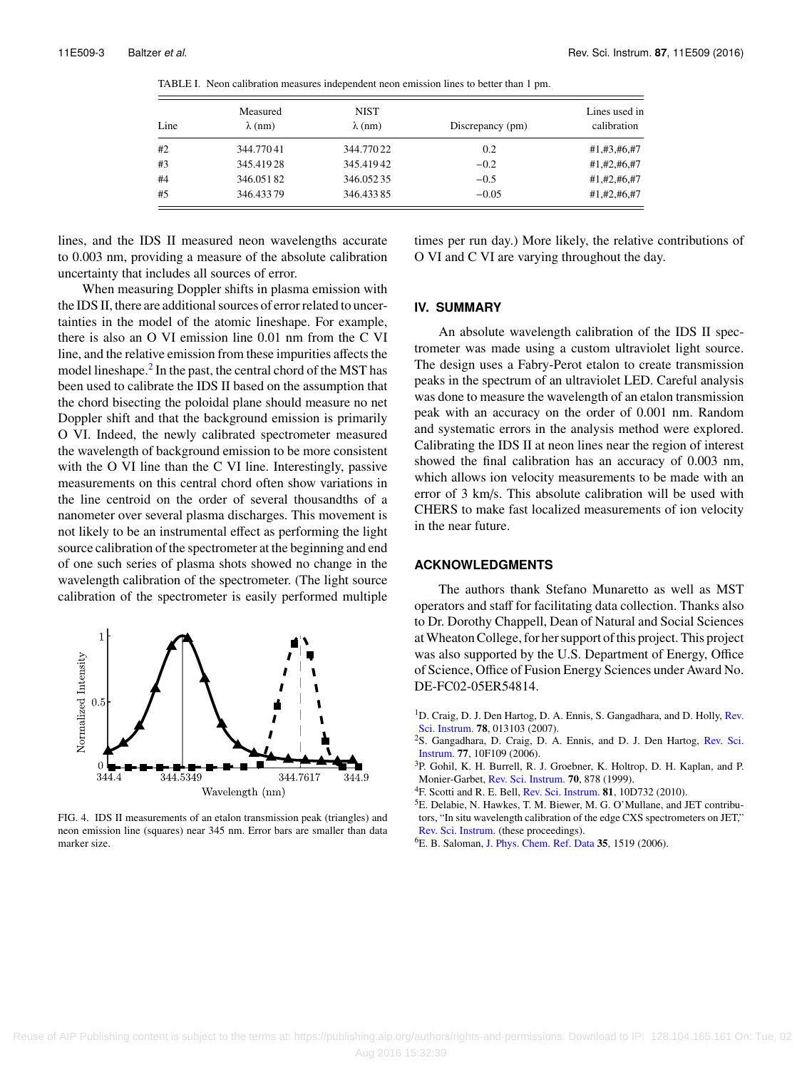TABLE I. Neon calibration measures independent neon emission lines to better than 1 pm.

| Line | Measured λ (nm) | NIST λ (nm) | Discrepancy (pm) | Lines used in calibration |
|---|---|---|---|---|
| #2 | 344.770 41 | 344.770 22 | 0.2 | #1,#3,#6,#7 |
| #3 | 345.419 28 | 345.419 42 | −0.2 | #1,#2,#6,#7 |
| #4 | 346.051 82 | 346.052 35 | −0.5 | #1,#2,#6,#7 |
| #5 | 346.433 79 | 346.433 85 | −0.05 | #1,#2,#6,#7 |

lines, and the IDS II measured neon wavelengths accurate to 0.003 nm, providing a measure of the absolute calibration uncertainty that includes all sources of error.

When measuring Doppler shifts in plasma emission with the IDS II, there are additional sources of error related to uncertainties in the model of the atomic lineshape. For example, there is also an O VI emission line 0.01 nm from the C VI line, and the relative emission from these impurities affects the model lineshape.[2] In the past, the central chord of the MST has been used to calibrate the IDS II based on the assumption that the chord bisecting the poloidal plane should measure no net Doppler shift and that the background emission is primarily O VI. Indeed, the newly calibrated spectrometer measured the wavelength of background emission to be more consistent with the O VI line than the C VI line. Interestingly, passive measurements on this central chord often show variations in the line centroid on the order of several thousandths of a nanometer over several plasma discharges. This movement is not likely to be an instrumental effect as performing the light source calibration of the spectrometer at the beginning and end of one such series of plasma shots showed no change in the wavelength calibration of the spectrometer. (The light source calibration of the spectrometer is easily performed multiple times per run day.) More likely, the relative contributions of O VI and C VI are varying throughout the day.

1
0.5
0
Normalized Intensity
344.4
344.5349
344.7617
344.9
Wavelength (nm)

FIG. 4. IDS II measurements of an etalon transmission peak (triangles) and neon emission line (squares) near 345 nm. Error bars are smaller than data marker size.

## IV. SUMMARY

An absolute wavelength calibration of the IDS II spectrometer was made using a custom ultraviolet light source. The design uses a Fabry-Perot etalon to create transmission peaks in the spectrum of an ultraviolet LED. Careful analysis was done to measure the wavelength of an etalon transmission peak with an accuracy on the order of 0.001 nm. Random and systematic errors in the analysis method were explored. Calibrating the IDS II at neon lines near the region of interest showed the final calibration has an accuracy of 0.003 nm, which allows ion velocity measurements to be made with an error of 3 km/s. This absolute calibration will be used with CHERS to make fast localized measurements of ion velocity in the near future.

## ACKNOWLEDGMENTS

The authors thank Stefano Munaretto as well as MST operators and staff for facilitating data collection. Thanks also to Dr. Dorothy Chappell, Dean of Natural and Social Sciences at Wheaton College, for her support of this project. This project was also supported by the U.S. Department of Energy, Office of Science, Office of Fusion Energy Sciences under Award No. DE-FC02-05ER54814.

[1] D. Craig, D. J. Den Hartog, D. A. Ennis, S. Gangadhara, and D. Holly, Rev. Sci. Instrum. **78**, 013103 (2007).

[2] S. Gangadhara, D. Craig, D. A. Ennis, and D. J. Den Hartog, Rev. Sci. Instrum. **77**, 10F109 (2006).

[3] P. Gohil, K. H. Burrell, R. J. Groebner, K. Holtrop, D. H. Kaplan, and P. Monier-Garbet, Rev. Sci. Instrum. **70**, 878 (1999).

[4] F. Scotti and R. E. Bell, Rev. Sci. Instrum. **81**, 10D732 (2010).

[5] E. Delabie, N. Hawkes, T. M. Biewer, M. G. O'Mullane, and JET contributors, "In situ wavelength calibration of the edge CXS spectrometers on JET," Rev. Sci. Instrum. (these proceedings).

[6] E. B. Saloman, J. Phys. Chem. Ref. Data **35**, 1519 (2006).